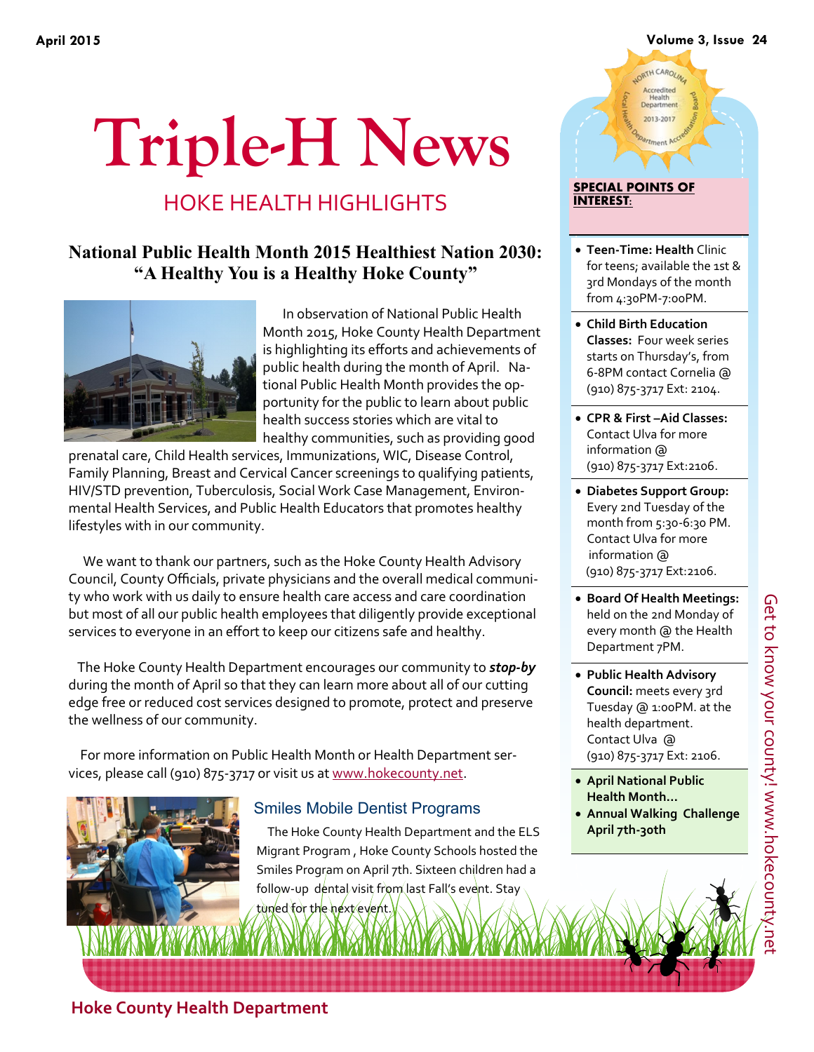# Triple-H News

## HOKE HEALTH HIGHLIGHTS

### National Public Health Month 2015 Healthiest Nation 2030: "A Healthy You is a Healthy Hoke County"

In observation of National Public Health Month 2015, Hoke County Health Department is highlighting its efforts and achievements of public health during the month of April. National Public Health Month provides the opportunity for the public to learn about public health success stories which are vital to healthy communities, such as providing good prenatal care, Child Health services, Immunizations, WIC, Disease Control, Family Planning, Breast and Cervical Cancer screenings to qualifying patients, HIV/STD prevention, Tuberculosis, Social Work Case Management, Environmental Health Services, and Public Health Educators that promotes healthy lifestyles with in our community.

We want to thank our partners, such as the Hoke County Health Advisory Council, County Officials, private physicians and the overall medical community who work with us daily to ensure health care access and care coordination but most of all our public health employees that diligently provide exceptional services to everyone in an effort to keep our citizens safe and healthy.

The Hoke County Health Department encourages our community to ***stop-by*** during the month of April so that they can learn more about all of our cutting edge free or reduced cost services designed to promote, protect and preserve the wellness of our community.

For more information on Public Health Month or Health Department services, please call (910) 875-3717 or visit us at www.hokecounty.net.

### Smiles Mobile Dentist Programs

The Hoke County Health Department and the ELS Migrant Program , Hoke County Schools hosted the Smiles Program on April 7th. Sixteen children had a follow-up dental visit from last Fall's event. Stay tuned for the next event.

**SPECIAL POINTS OF INTEREST:**

- **Teen-Time: Health** Clinic for teens; available the 1st & 3rd Mondays of the month from 4:30PM-7:00PM.
- **Child Birth Education Classes:** Four week series starts on Thursday's, from 6-8PM contact Cornelia @ (910) 875-3717 Ext: 2104.
- **CPR & First –Aid Classes:** Contact Ulva for more information @ (910) 875-3717 Ext:2106.
- **Diabetes Support Group:** Every 2nd Tuesday of the month from 5:30-6:30 PM. Contact Ulva for more information @ (910) 875-3717 Ext:2106.
- **Board Of Health Meetings:** held on the 2nd Monday of every month @ the Health Department 7PM.
- **Public Health Advisory Council:** meets every 3rd Tuesday @ 1:00PM. at the health department. Contact Ulva @ (910) 875-3717 Ext: 2106.
- **April National Public Health Month...**
- **Annual Walking Challenge April 7th-30th**

Get to know your county! www.hokecounty.net

**Hoke County Health Department**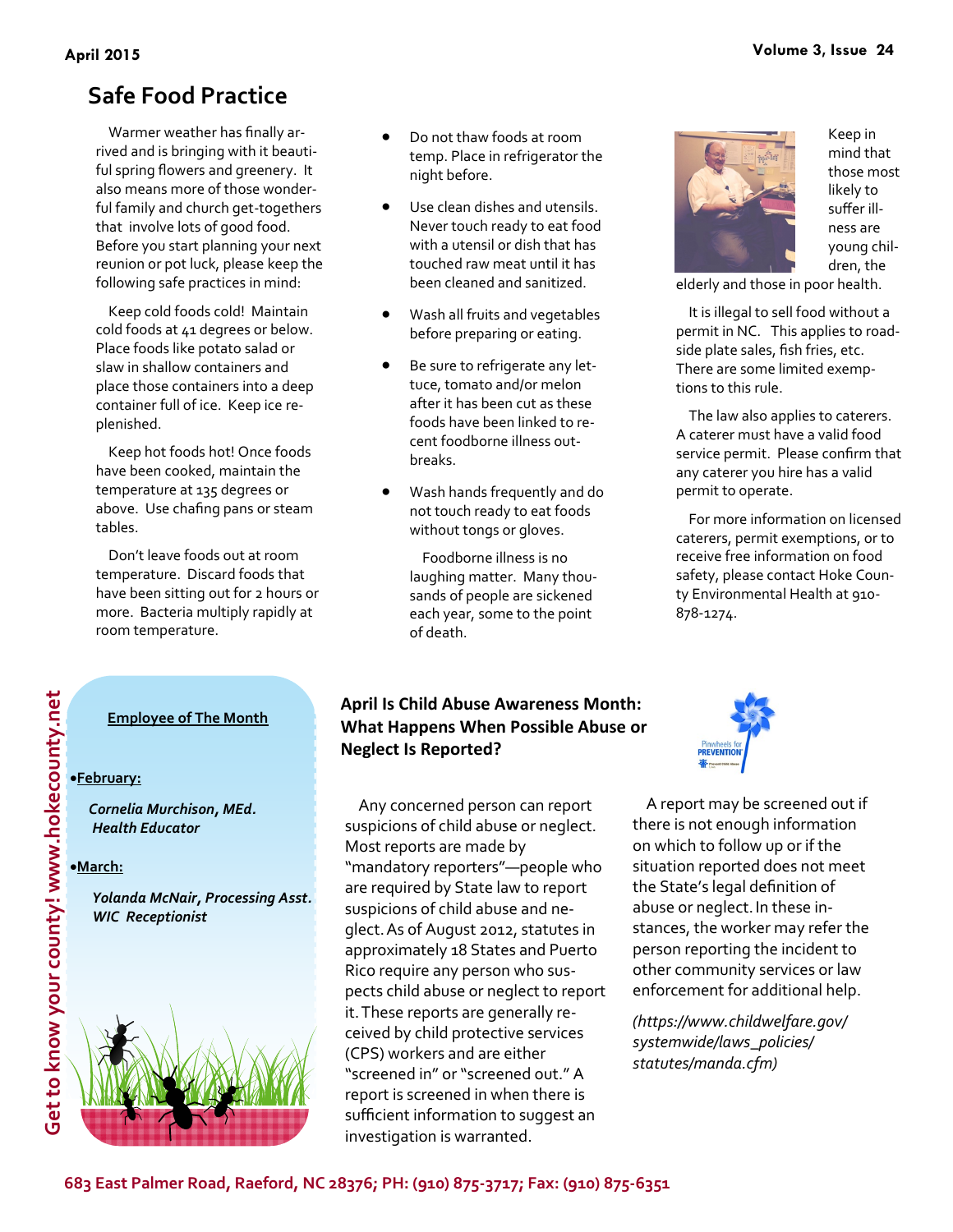## Safe Food Practice

Warmer weather has finally arrived and is bringing with it beautiful spring flowers and greenery. It also means more of those wonderful family and church get-togethers that involve lots of good food. Before you start planning your next reunion or pot luck, please keep the following safe practices in mind:

Keep cold foods cold! Maintain cold foods at 41 degrees or below. Place foods like potato salad or slaw in shallow containers and place those containers into a deep container full of ice. Keep ice replenished.

Keep hot foods hot! Once foods have been cooked, maintain the temperature at 135 degrees or above. Use chafing pans or steam tables.

Don't leave foods out at room temperature. Discard foods that have been sitting out for 2 hours or more. Bacteria multiply rapidly at room temperature.

- Do not thaw foods at room temp. Place in refrigerator the night before.
- Use clean dishes and utensils. Never touch ready to eat food with a utensil or dish that has touched raw meat until it has been cleaned and sanitized.
- Wash all fruits and vegetables before preparing or eating.
- Be sure to refrigerate any lettuce, tomato and/or melon after it has been cut as these foods have been linked to recent foodborne illness outbreaks.
- Wash hands frequently and do not touch ready to eat foods without tongs or gloves.

Foodborne illness is no laughing matter. Many thousands of people are sickened each year, some to the point of death.

Keep in mind that those most likely to suffer illness are young children, the elderly and those in poor health.

It is illegal to sell food without a permit in NC. This applies to roadside plate sales, fish fries, etc. There are some limited exemptions to this rule.

The law also applies to caterers. A caterer must have a valid food service permit. Please confirm that any caterer you hire has a valid permit to operate.

For more information on licensed caterers, permit exemptions, or to receive free information on food safety, please contact Hoke County Environmental Health at 910-878-1274.

Get to know your county! www.hokecounty.net

### Employee of The Month

- **February:**

*Cornelia Murchison, MEd.*
*Health Educator*

- **March:**

*Yolanda McNair, Processing Asst.*
*WIC Receptionist*

### April Is Child Abuse Awareness Month: What Happens When Possible Abuse or Neglect Is Reported?

Pinwheels for PREVENTION

Any concerned person can report suspicions of child abuse or neglect. Most reports are made by "mandatory reporters"—people who are required by State law to report suspicions of child abuse and neglect. As of August 2012, statutes in approximately 18 States and Puerto Rico require any person who suspects child abuse or neglect to report it. These reports are generally received by child protective services (CPS) workers and are either "screened in" or "screened out." A report is screened in when there is sufficient information to suggest an investigation is warranted.

A report may be screened out if there is not enough information on which to follow up or if the situation reported does not meet the State's legal definition of abuse or neglect. In these instances, the worker may refer the person reporting the incident to other community services or law enforcement for additional help.

*(https://www.childwelfare.gov/systemwide/laws_policies/statutes/manda.cfm)*

683 East Palmer Road, Raeford, NC 28376; PH: (910) 875-3717; Fax: (910) 875-6351